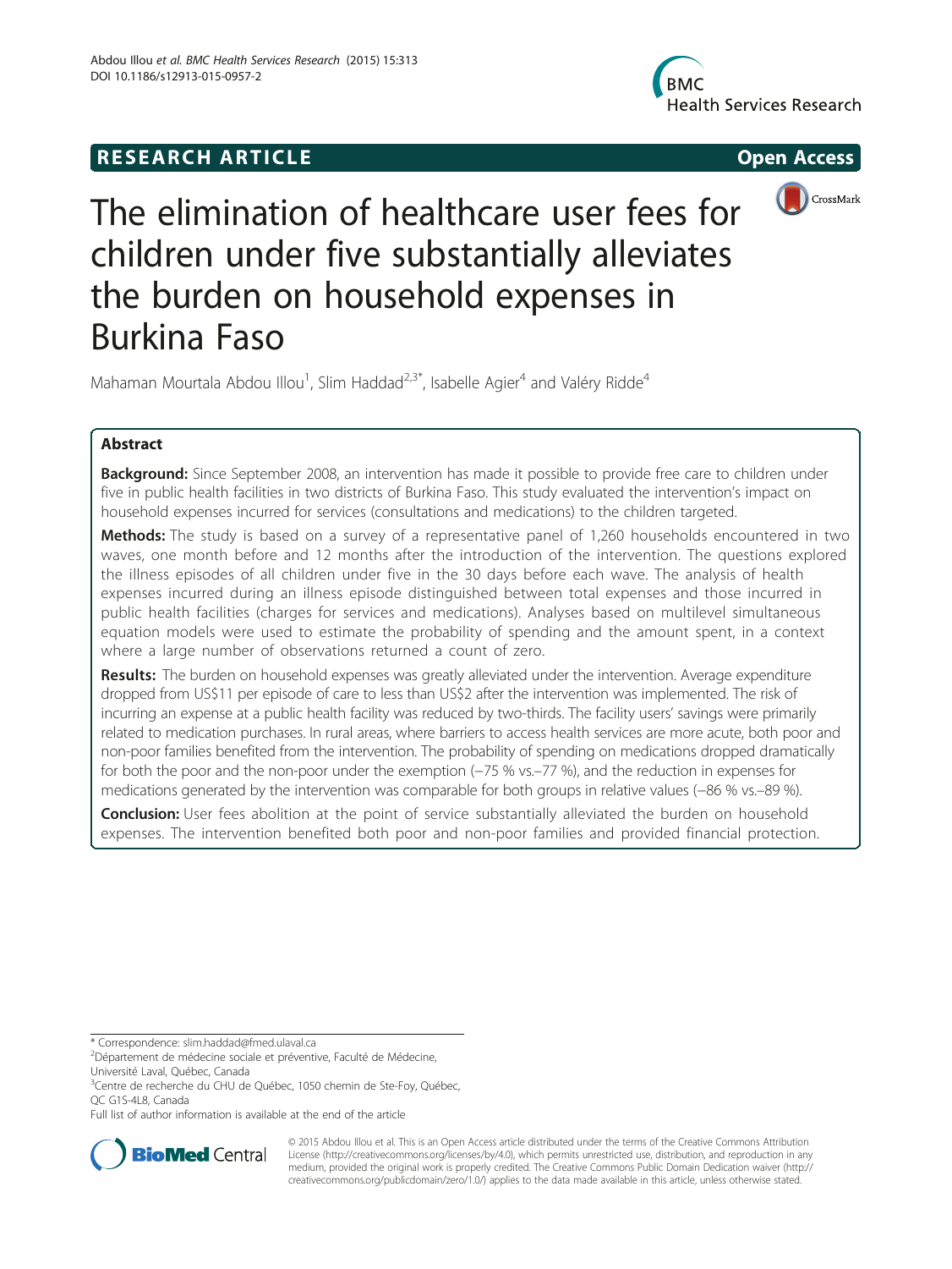RESEARCH ARTICLE

Open Access

# The elimination of healthcare user fees for children under five substantially alleviates the burden on household expenses in Burkina Faso

Mahaman Mourtala Abdou Illou[1], Slim Haddad[2,3*], Isabelle Agier[4] and Valéry Ridde[4]

## Abstract

**Background:** Since September 2008, an intervention has made it possible to provide free care to children under five in public health facilities in two districts of Burkina Faso. This study evaluated the intervention's impact on household expenses incurred for services (consultations and medications) to the children targeted.

**Methods:** The study is based on a survey of a representative panel of 1,260 households encountered in two waves, one month before and 12 months after the introduction of the intervention. The questions explored the illness episodes of all children under five in the 30 days before each wave. The analysis of health expenses incurred during an illness episode distinguished between total expenses and those incurred in public health facilities (charges for services and medications). Analyses based on multilevel simultaneous equation models were used to estimate the probability of spending and the amount spent, in a context where a large number of observations returned a count of zero.

**Results:** The burden on household expenses was greatly alleviated under the intervention. Average expenditure dropped from US$11 per episode of care to less than US$2 after the intervention was implemented. The risk of incurring an expense at a public health facility was reduced by two-thirds. The facility users' savings were primarily related to medication purchases. In rural areas, where barriers to access health services are more acute, both poor and non-poor families benefited from the intervention. The probability of spending on medications dropped dramatically for both the poor and the non-poor under the exemption (−75 % vs.−77 %), and the reduction in expenses for medications generated by the intervention was comparable for both groups in relative values (−86 % vs.−89 %).

**Conclusion:** User fees abolition at the point of service substantially alleviated the burden on household expenses. The intervention benefited both poor and non-poor families and provided financial protection.

\* Correspondence: slim.haddad@fmed.ulaval.ca
[2]Département de médecine sociale et préventive, Faculté de Médecine, Université Laval, Québec, Canada
[3]Centre de recherche du CHU de Québec, 1050 chemin de Ste-Foy, Québec, QC G1S-4L8, Canada
Full list of author information is available at the end of the article

© 2015 Abdou Illou et al. This is an Open Access article distributed under the terms of the Creative Commons Attribution License (http://creativecommons.org/licenses/by/4.0), which permits unrestricted use, distribution, and reproduction in any medium, provided the original work is properly credited. The Creative Commons Public Domain Dedication waiver (http://creativecommons.org/publicdomain/zero/1.0/) applies to the data made available in this article, unless otherwise stated.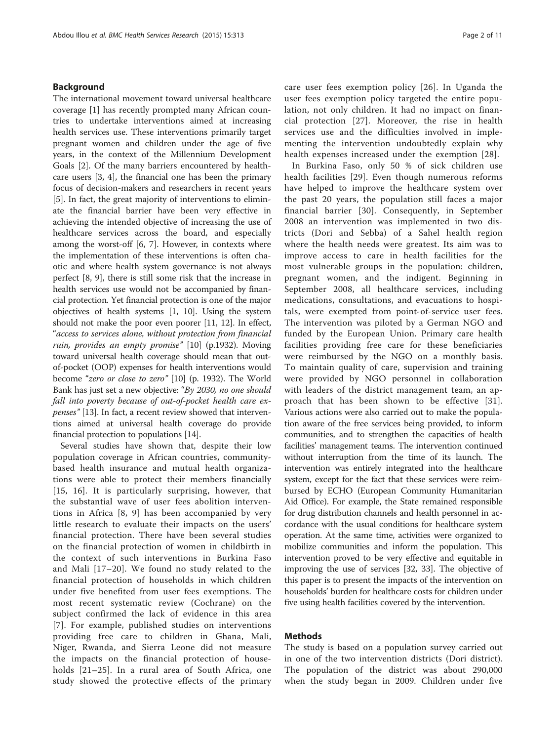## Background

The international movement toward universal healthcare coverage [1] has recently prompted many African countries to undertake interventions aimed at increasing health services use. These interventions primarily target pregnant women and children under the age of five years, in the context of the Millennium Development Goals [2]. Of the many barriers encountered by healthcare users [3, 4], the financial one has been the primary focus of decision-makers and researchers in recent years [5]. In fact, the great majority of interventions to eliminate the financial barrier have been very effective in achieving the intended objective of increasing the use of healthcare services across the board, and especially among the worst-off [6, 7]. However, in contexts where the implementation of these interventions is often chaotic and where health system governance is not always perfect [8, 9], there is still some risk that the increase in health services use would not be accompanied by financial protection. Yet financial protection is one of the major objectives of health systems [1, 10]. Using the system should not make the poor even poorer [11, 12]. In effect, "*access to services alone, without protection from financial ruin, provides an empty promise*" [10] (p.1932). Moving toward universal health coverage should mean that out-of-pocket (OOP) expenses for health interventions would become "*zero or close to zero*" [10] (p. 1932). The World Bank has just set a new objective: "*By 2030, no one should fall into poverty because of out-of-pocket health care expenses*" [13]. In fact, a recent review showed that interventions aimed at universal health coverage do provide financial protection to populations [14].

Several studies have shown that, despite their low population coverage in African countries, community-based health insurance and mutual health organizations were able to protect their members financially [15, 16]. It is particularly surprising, however, that the substantial wave of user fees abolition interventions in Africa [8, 9] has been accompanied by very little research to evaluate their impacts on the users' financial protection. There have been several studies on the financial protection of women in childbirth in the context of such interventions in Burkina Faso and Mali [17–20]. We found no study related to the financial protection of households in which children under five benefited from user fees exemptions. The most recent systematic review (Cochrane) on the subject confirmed the lack of evidence in this area [7]. For example, published studies on interventions providing free care to children in Ghana, Mali, Niger, Rwanda, and Sierra Leone did not measure the impacts on the financial protection of households [21–25]. In a rural area of South Africa, one study showed the protective effects of the primary care user fees exemption policy [26]. In Uganda the user fees exemption policy targeted the entire population, not only children. It had no impact on financial protection [27]. Moreover, the rise in health services use and the difficulties involved in implementing the intervention undoubtedly explain why health expenses increased under the exemption [28].

In Burkina Faso, only 50 % of sick children use health facilities [29]. Even though numerous reforms have helped to improve the healthcare system over the past 20 years, the population still faces a major financial barrier [30]. Consequently, in September 2008 an intervention was implemented in two districts (Dori and Sebba) of a Sahel health region where the health needs were greatest. Its aim was to improve access to care in health facilities for the most vulnerable groups in the population: children, pregnant women, and the indigent. Beginning in September 2008, all healthcare services, including medications, consultations, and evacuations to hospitals, were exempted from point-of-service user fees. The intervention was piloted by a German NGO and funded by the European Union. Primary care health facilities providing free care for these beneficiaries were reimbursed by the NGO on a monthly basis. To maintain quality of care, supervision and training were provided by NGO personnel in collaboration with leaders of the district management team, an approach that has been shown to be effective [31]. Various actions were also carried out to make the population aware of the free services being provided, to inform communities, and to strengthen the capacities of health facilities' management teams. The intervention continued without interruption from the time of its launch. The intervention was entirely integrated into the healthcare system, except for the fact that these services were reimbursed by ECHO (European Community Humanitarian Aid Office). For example, the State remained responsible for drug distribution channels and health personnel in accordance with the usual conditions for healthcare system operation. At the same time, activities were organized to mobilize communities and inform the population. This intervention proved to be very effective and equitable in improving the use of services [32, 33]. The objective of this paper is to present the impacts of the intervention on households' burden for healthcare costs for children under five using health facilities covered by the intervention.

## Methods

The study is based on a population survey carried out in one of the two intervention districts (Dori district). The population of the district was about 290,000 when the study began in 2009. Children under five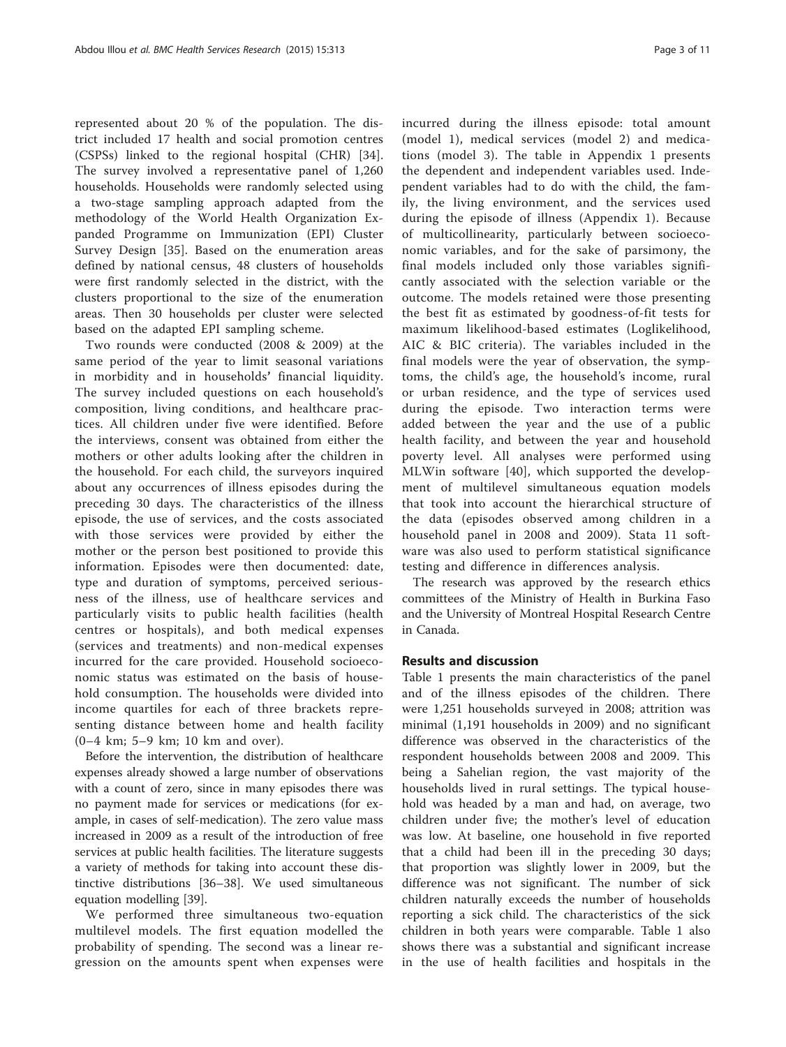represented about 20 % of the population. The district included 17 health and social promotion centres (CSPSs) linked to the regional hospital (CHR) [34]. The survey involved a representative panel of 1,260 households. Households were randomly selected using a two-stage sampling approach adapted from the methodology of the World Health Organization Expanded Programme on Immunization (EPI) Cluster Survey Design [35]. Based on the enumeration areas defined by national census, 48 clusters of households were first randomly selected in the district, with the clusters proportional to the size of the enumeration areas. Then 30 households per cluster were selected based on the adapted EPI sampling scheme.

Two rounds were conducted (2008 & 2009) at the same period of the year to limit seasonal variations in morbidity and in households' financial liquidity. The survey included questions on each household's composition, living conditions, and healthcare practices. All children under five were identified. Before the interviews, consent was obtained from either the mothers or other adults looking after the children in the household. For each child, the surveyors inquired about any occurrences of illness episodes during the preceding 30 days. The characteristics of the illness episode, the use of services, and the costs associated with those services were provided by either the mother or the person best positioned to provide this information. Episodes were then documented: date, type and duration of symptoms, perceived seriousness of the illness, use of healthcare services and particularly visits to public health facilities (health centres or hospitals), and both medical expenses (services and treatments) and non-medical expenses incurred for the care provided. Household socioeconomic status was estimated on the basis of household consumption. The households were divided into income quartiles for each of three brackets representing distance between home and health facility (0–4 km; 5–9 km; 10 km and over).

Before the intervention, the distribution of healthcare expenses already showed a large number of observations with a count of zero, since in many episodes there was no payment made for services or medications (for example, in cases of self-medication). The zero value mass increased in 2009 as a result of the introduction of free services at public health facilities. The literature suggests a variety of methods for taking into account these distinctive distributions [36–38]. We used simultaneous equation modelling [39].

We performed three simultaneous two-equation multilevel models. The first equation modelled the probability of spending. The second was a linear regression on the amounts spent when expenses were incurred during the illness episode: total amount (model 1), medical services (model 2) and medications (model 3). The table in Appendix 1 presents the dependent and independent variables used. Independent variables had to do with the child, the family, the living environment, and the services used during the episode of illness (Appendix 1). Because of multicollinearity, particularly between socioeconomic variables, and for the sake of parsimony, the final models included only those variables significantly associated with the selection variable or the outcome. The models retained were those presenting the best fit as estimated by goodness-of-fit tests for maximum likelihood-based estimates (Loglikelihood, AIC & BIC criteria). The variables included in the final models were the year of observation, the symptoms, the child's age, the household's income, rural or urban residence, and the type of services used during the episode. Two interaction terms were added between the year and the use of a public health facility, and between the year and household poverty level. All analyses were performed using MLWin software [40], which supported the development of multilevel simultaneous equation models that took into account the hierarchical structure of the data (episodes observed among children in a household panel in 2008 and 2009). Stata 11 software was also used to perform statistical significance testing and difference in differences analysis.

The research was approved by the research ethics committees of the Ministry of Health in Burkina Faso and the University of Montreal Hospital Research Centre in Canada.

## Results and discussion

Table 1 presents the main characteristics of the panel and of the illness episodes of the children. There were 1,251 households surveyed in 2008; attrition was minimal (1,191 households in 2009) and no significant difference was observed in the characteristics of the respondent households between 2008 and 2009. This being a Sahelian region, the vast majority of the households lived in rural settings. The typical household was headed by a man and had, on average, two children under five; the mother's level of education was low. At baseline, one household in five reported that a child had been ill in the preceding 30 days; that proportion was slightly lower in 2009, but the difference was not significant. The number of sick children naturally exceeds the number of households reporting a sick child. The characteristics of the sick children in both years were comparable. Table 1 also shows there was a substantial and significant increase in the use of health facilities and hospitals in the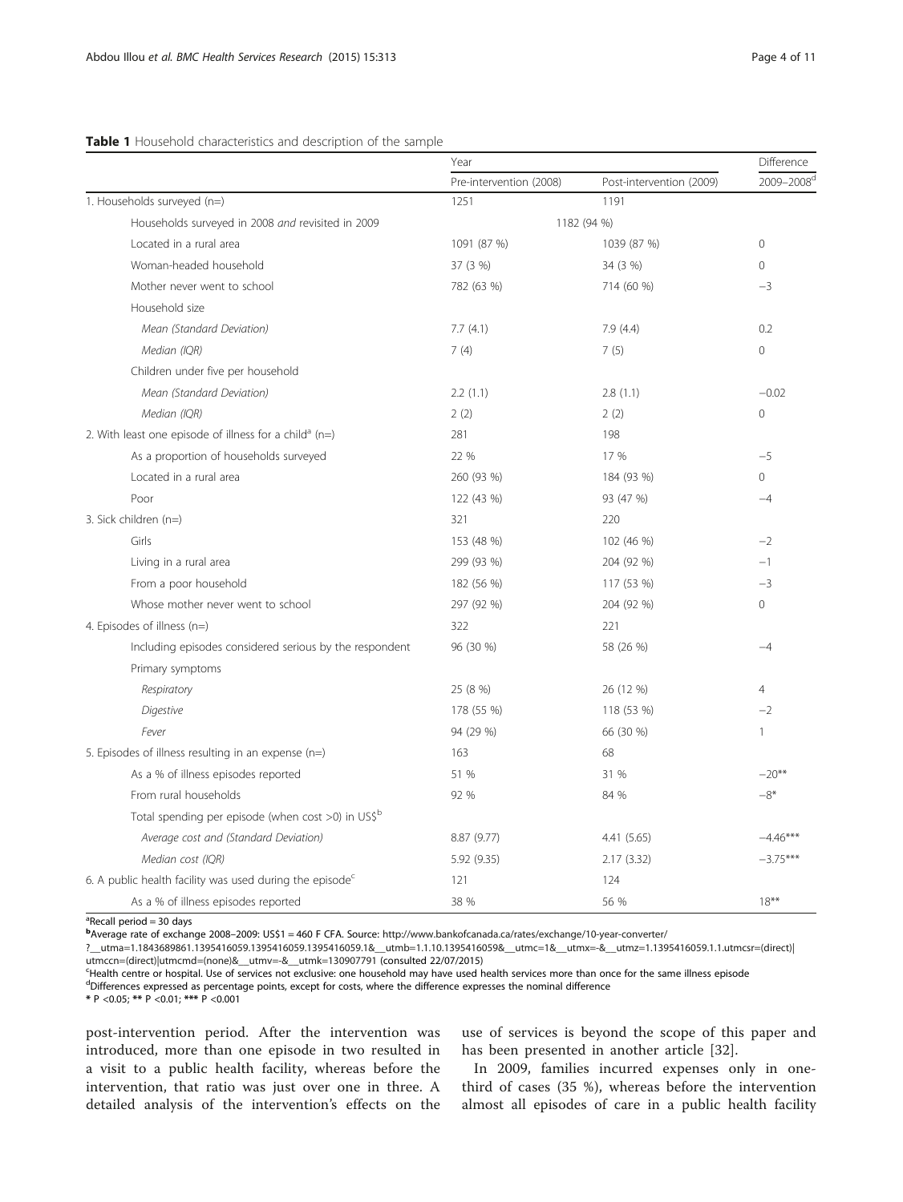**Table 1** Household characteristics and description of the sample

| | Year | | Difference |
|---|---|---|---|
| | Pre-intervention (2008) | Post-intervention (2009) | 2009–2008[d] |
| 1. Households surveyed (n=) | 1251 | 1191 | |
| Households surveyed in 2008 *and* revisited in 2009 | 1182 (94 %) | | |
| Located in a rural area | 1091 (87 %) | 1039 (87 %) | 0 |
| Woman-headed household | 37 (3 %) | 34 (3 %) | 0 |
| Mother never went to school | 782 (63 %) | 714 (60 %) | −3 |
| Household size | | | |
| *Mean (Standard Deviation)* | 7.7 (4.1) | 7.9 (4.4) | 0.2 |
| *Median (IQR)* | 7 (4) | 7 (5) | 0 |
| Children under five per household | | | |
| *Mean (Standard Deviation)* | 2.2 (1.1) | 2.8 (1.1) | −0.02 |
| *Median (IQR)* | 2 (2) | 2 (2) | 0 |
| 2. With least one episode of illness for a child[a] (n=) | 281 | 198 | |
| As a proportion of households surveyed | 22 % | 17 % | −5 |
| Located in a rural area | 260 (93 %) | 184 (93 %) | 0 |
| Poor | 122 (43 %) | 93 (47 %) | −4 |
| 3. Sick children (n=) | 321 | 220 | |
| Girls | 153 (48 %) | 102 (46 %) | −2 |
| Living in a rural area | 299 (93 %) | 204 (92 %) | −1 |
| From a poor household | 182 (56 %) | 117 (53 %) | −3 |
| Whose mother never went to school | 297 (92 %) | 204 (92 %) | 0 |
| 4. Episodes of illness (n=) | 322 | 221 | |
| Including episodes considered serious by the respondent | 96 (30 %) | 58 (26 %) | −4 |
| Primary symptoms | | | |
| *Respiratory* | 25 (8 %) | 26 (12 %) | 4 |
| *Digestive* | 178 (55 %) | 118 (53 %) | −2 |
| *Fever* | 94 (29 %) | 66 (30 %) | 1 |
| 5. Episodes of illness resulting in an expense (n=) | 163 | 68 | |
| As a % of illness episodes reported | 51 % | 31 % | −20** |
| From rural households | 92 % | 84 % | −8* |
| Total spending per episode (when cost >0) in US$[b] | | | |
| *Average cost and (Standard Deviation)* | 8.87 (9.77) | 4.41 (5.65) | −4.46*** |
| *Median cost (IQR)* | 5.92 (9.35) | 2.17 (3.32) | −3.75*** |
| 6. A public health facility was used during the episode[c] | 121 | 124 | |
| As a % of illness episodes reported | 38 % | 56 % | 18** |

[a]Recall period = 30 days
[b]Average rate of exchange 2008–2009: US$1 = 460 F CFA. Source: http://www.bankofcanada.ca/rates/exchange/10-year-converter/?__utma=1.1843689861.1395416059.1395416059.1395416059.1&__utmb=1.1.10.1395416059&__utmc=1&__utmx=-&__utmz=1.1395416059.1.1.utmcsr=(direct)|utmccn=(direct)|utmcmd=(none)&__utmv=-&__utmk=130907791 (consulted 22/07/2015)
[c]Health centre or hospital. Use of services not exclusive: one household may have used health services more than once for the same illness episode
[d]Differences expressed as percentage points, except for costs, where the difference expresses the nominal difference
* P <0.05; ** P <0.01; *** P <0.001

post-intervention period. After the intervention was introduced, more than one episode in two resulted in a visit to a public health facility, whereas before the intervention, that ratio was just over one in three. A detailed analysis of the intervention's effects on the use of services is beyond the scope of this paper and has been presented in another article [32].

In 2009, families incurred expenses only in one-third of cases (35 %), whereas before the intervention almost all episodes of care in a public health facility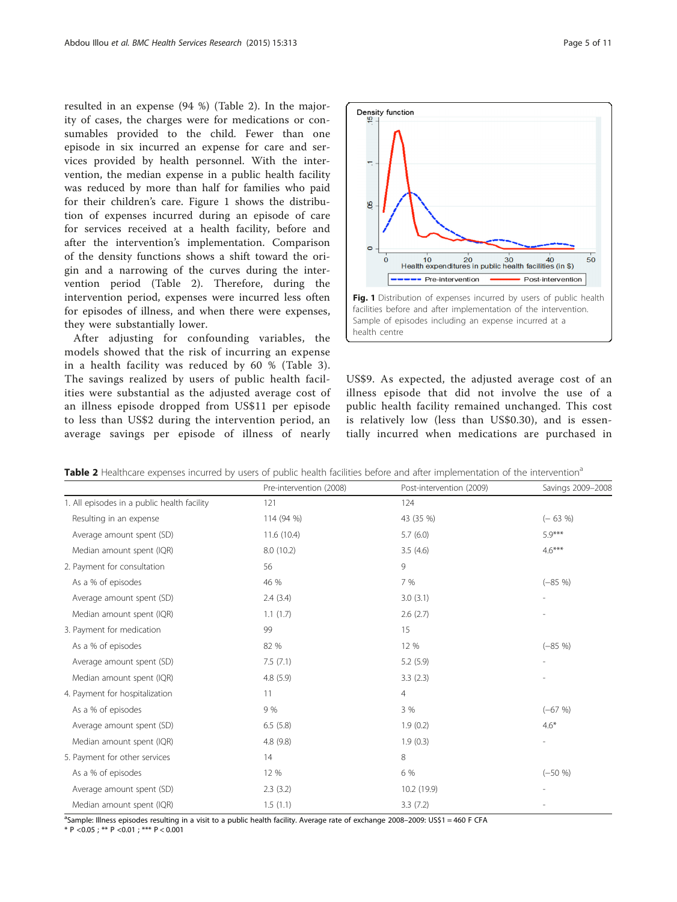resulted in an expense (94 %) (Table 2). In the majority of cases, the charges were for medications or consumables provided to the child. Fewer than one episode in six incurred an expense for care and services provided by health personnel. With the intervention, the median expense in a public health facility was reduced by more than half for families who paid for their children's care. Figure 1 shows the distribution of expenses incurred during an episode of care for services received at a health facility, before and after the intervention's implementation. Comparison of the density functions shows a shift toward the origin and a narrowing of the curves during the intervention period (Table 2). Therefore, during the intervention period, expenses were incurred less often for episodes of illness, and when there were expenses, they were substantially lower.

After adjusting for confounding variables, the models showed that the risk of incurring an expense in a health facility was reduced by 60 % (Table 3). The savings realized by users of public health facilities were substantial as the adjusted average cost of an illness episode dropped from US$11 per episode to less than US$2 during the intervention period, an average savings per episode of illness of nearly US$9. As expected, the adjusted average cost of an illness episode that did not involve the use of a public health facility remained unchanged. This cost is relatively low (less than US$0.30), and is essentially incurred when medications are purchased in

**Fig. 1** Distribution of expenses incurred by users of public health facilities before and after implementation of the intervention. Sample of episodes including an expense incurred at a health centre

**Table 2** Healthcare expenses incurred by users of public health facilities before and after implementation of the intervention[a]

| | Pre-intervention (2008) | Post-intervention (2009) | Savings 2009–2008 |
|---|---|---|---|
| 1. All episodes in a public health facility | 121 | 124 | |
| Resulting in an expense | 114 (94 %) | 43 (35 %) | (– 63 %) |
| Average amount spent (SD) | 11.6 (10.4) | 5.7 (6.0) | 5.9*** |
| Median amount spent (IQR) | 8.0 (10.2) | 3.5 (4.6) | 4.6*** |
| 2. Payment for consultation | 56 | 9 | |
| As a % of episodes | 46 % | 7 % | (–85 %) |
| Average amount spent (SD) | 2.4 (3.4) | 3.0 (3.1) | - |
| Median amount spent (IQR) | 1.1 (1.7) | 2.6 (2.7) | - |
| 3. Payment for medication | 99 | 15 | |
| As a % of episodes | 82 % | 12 % | (–85 %) |
| Average amount spent (SD) | 7.5 (7.1) | 5.2 (5.9) | - |
| Median amount spent (IQR) | 4.8 (5.9) | 3.3 (2.3) | - |
| 4. Payment for hospitalization | 11 | 4 | |
| As a % of episodes | 9 % | 3 % | (–67 %) |
| Average amount spent (SD) | 6.5 (5.8) | 1.9 (0.2) | 4.6* |
| Median amount spent (IQR) | 4.8 (9.8) | 1.9 (0.3) | - |
| 5. Payment for other services | 14 | 8 | |
| As a % of episodes | 12 % | 6 % | (–50 %) |
| Average amount spent (SD) | 2.3 (3.2) | 10.2 (19.9) | - |
| Median amount spent (IQR) | 1.5 (1.1) | 3.3 (7.2) | - |

[a]Sample: Illness episodes resulting in a visit to a public health facility. Average rate of exchange 2008–2009: US$1 = 460 F CFA
* P <0.05 ; ** P <0.01 ; *** P < 0.001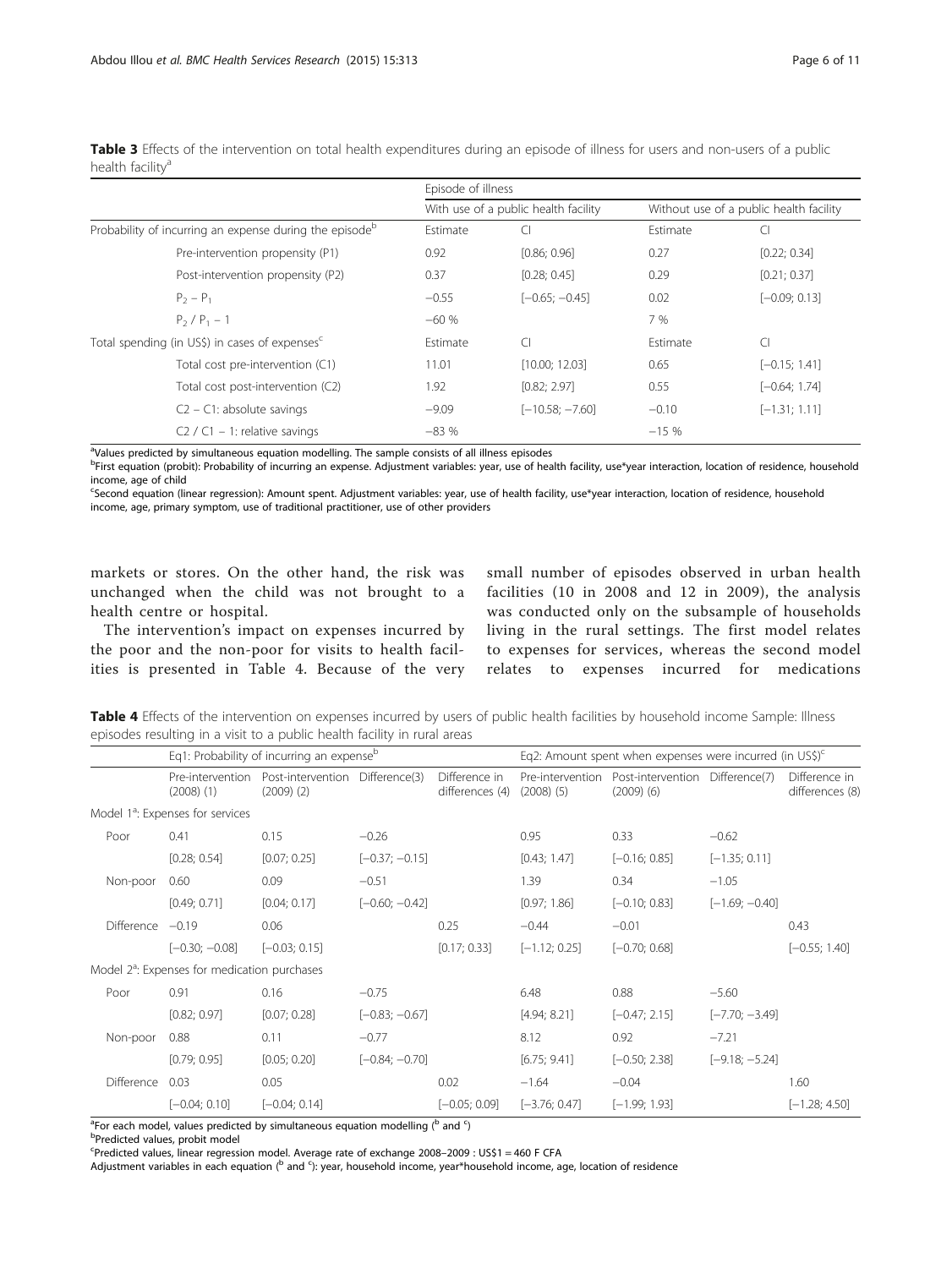**Table 3** Effects of the intervention on total health expenditures during an episode of illness for users and non-users of a public health facility[a]

| | Episode of illness | | | |
|---|---|---|---|---|
| | With use of a public health facility | | Without use of a public health facility | |
| Probability of incurring an expense during the episode[b] | Estimate | CI | Estimate | CI |
| Pre-intervention propensity (P1) | 0.92 | [0.86; 0.96] | 0.27 | [0.22; 0.34] |
| Post-intervention propensity (P2) | 0.37 | [0.28; 0.45] | 0.29 | [0.21; 0.37] |
| $P_2 - P_1$ | −0.55 | [−0.65; −0.45] | 0.02 | [−0.09; 0.13] |
| $P_2 / P_1 - 1$ | −60 % | | 7 % | |
| Total spending (in US$) in cases of expenses[c] | Estimate | CI | Estimate | CI |
| Total cost pre-intervention (C1) | 11.01 | [10.00; 12.03] | 0.65 | [−0.15; 1.41] |
| Total cost post-intervention (C2) | 1.92 | [0.82; 2.97] | 0.55 | [−0.64; 1.74] |
| C2 − C1: absolute savings | −9.09 | [−10.58; −7.60] | −0.10 | [−1.31; 1.11] |
| C2 / C1 − 1: relative savings | −83 % | | −15 % | |

[a]Values predicted by simultaneous equation modelling. The sample consists of all illness episodes
[b]First equation (probit): Probability of incurring an expense. Adjustment variables: year, use of health facility, use*year interaction, location of residence, household income, age of child
[c]Second equation (linear regression): Amount spent. Adjustment variables: year, use of health facility, use*year interaction, location of residence, household income, age, primary symptom, use of traditional practitioner, use of other providers

markets or stores. On the other hand, the risk was unchanged when the child was not brought to a health centre or hospital.

The intervention's impact on expenses incurred by the poor and the non-poor for visits to health facilities is presented in Table 4. Because of the very small number of episodes observed in urban health facilities (10 in 2008 and 12 in 2009), the analysis was conducted only on the subsample of households living in the rural settings. The first model relates to expenses for services, whereas the second model relates to expenses incurred for medications

**Table 4** Effects of the intervention on expenses incurred by users of public health facilities by household income Sample: Illness episodes resulting in a visit to a public health facility in rural areas

| | Eq1: Probability of incurring an expense[b] | | | | Eq2: Amount spent when expenses were incurred (in US$)[c] | | | |
|---|---|---|---|---|---|---|---|---|
| | Pre-intervention (2008) (1) | Post-intervention (2009) (2) | Difference(3) | Difference in differences (4) | Pre-intervention (2008) (5) | Post-intervention (2009) (6) | Difference(7) | Difference in differences (8) |
| Model 1[a]: Expenses for services | | | | | | | | |
| Poor | 0.41 | 0.15 | −0.26 | | 0.95 | 0.33 | −0.62 | |
| | [0.28; 0.54] | [0.07; 0.25] | [−0.37; −0.15] | | [0.43; 1.47] | [−0.16; 0.85] | [−1.35; 0.11] | |
| Non-poor | 0.60 | 0.09 | −0.51 | | 1.39 | 0.34 | −1.05 | |
| | [0.49; 0.71] | [0.04; 0.17] | [−0.60; −0.42] | | [0.97; 1.86] | [−0.10; 0.83] | [−1.69; −0.40] | |
| Difference | −0.19 | 0.06 | | 0.25 | −0.44 | −0.01 | | 0.43 |
| | [−0.30; −0.08] | [−0.03; 0.15] | | [0.17; 0.33] | [−1.12; 0.25] | [−0.70; 0.68] | | [−0.55; 1.40] |
| Model 2[a]: Expenses for medication purchases | | | | | | | | |
| Poor | 0.91 | 0.16 | −0.75 | | 6.48 | 0.88 | −5.60 | |
| | [0.82; 0.97] | [0.07; 0.28] | [−0.83; −0.67] | | [4.94; 8.21] | [−0.47; 2.15] | [−7.70; −3.49] | |
| Non-poor | 0.88 | 0.11 | −0.77 | | 8.12 | 0.92 | −7.21 | |
| | [0.79; 0.95] | [0.05; 0.20] | [−0.84; −0.70] | | [6.75; 9.41] | [−0.50; 2.38] | [−9.18; −5.24] | |
| Difference | 0.03 | 0.05 | | 0.02 | −1.64 | −0.04 | | 1.60 |
| | [−0.04; 0.10] | [−0.04; 0.14] | | [−0.05; 0.09] | [−3.76; 0.47] | [−1.99; 1.93] | | [−1.28; 4.50] |

[a]For each model, values predicted by simultaneous equation modelling ([b] and [c])
[b]Predicted values, probit model
[c]Predicted values, linear regression model. Average rate of exchange 2008–2009 : US$1 = 460 F CFA
Adjustment variables in each equation ([b] and [c]): year, household income, year*household income, age, location of residence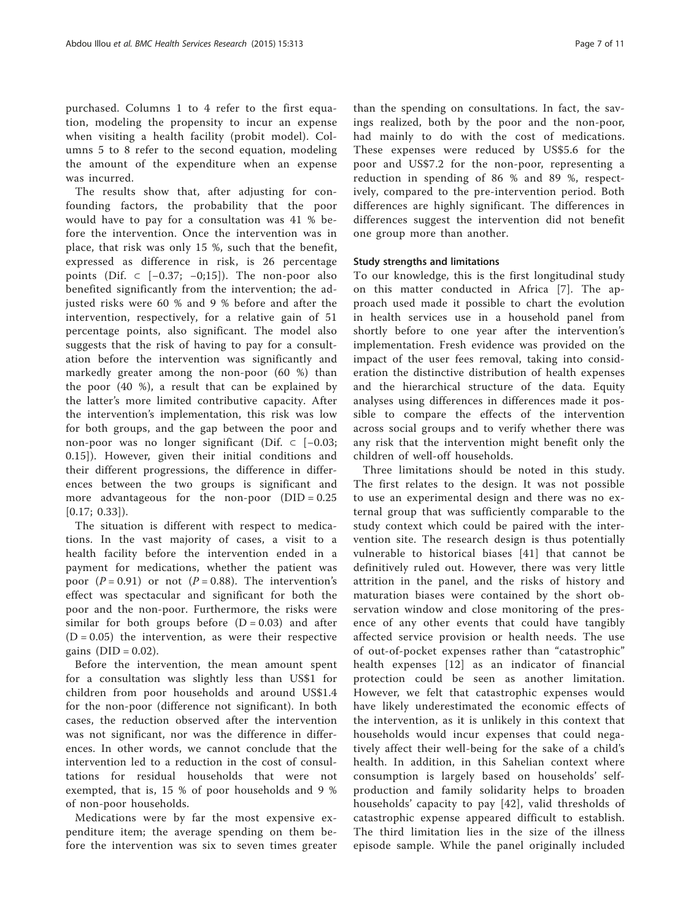purchased. Columns 1 to 4 refer to the first equation, modeling the propensity to incur an expense when visiting a health facility (probit model). Columns 5 to 8 refer to the second equation, modeling the amount of the expenditure when an expense was incurred.

The results show that, after adjusting for confounding factors, the probability that the poor would have to pay for a consultation was 41 % before the intervention. Once the intervention was in place, that risk was only 15 %, such that the benefit, expressed as difference in risk, is 26 percentage points (Dif. ⊂ [−0.37; −0;15]). The non-poor also benefited significantly from the intervention; the adjusted risks were 60 % and 9 % before and after the intervention, respectively, for a relative gain of 51 percentage points, also significant. The model also suggests that the risk of having to pay for a consultation before the intervention was significantly and markedly greater among the non-poor (60 %) than the poor (40 %), a result that can be explained by the latter's more limited contributive capacity. After the intervention's implementation, this risk was low for both groups, and the gap between the poor and non-poor was no longer significant (Dif. ⊂ [−0.03; 0.15]). However, given their initial conditions and their different progressions, the difference in differences between the two groups is significant and more advantageous for the non-poor (DID = 0.25 [0.17; 0.33]).

The situation is different with respect to medications. In the vast majority of cases, a visit to a health facility before the intervention ended in a payment for medications, whether the patient was poor ($P = 0.91$) or not ($P = 0.88$). The intervention's effect was spectacular and significant for both the poor and the non-poor. Furthermore, the risks were similar for both groups before (D = 0.03) and after (D = 0.05) the intervention, as were their respective gains (DID = 0.02).

Before the intervention, the mean amount spent for a consultation was slightly less than US$1 for children from poor households and around US$1.4 for the non-poor (difference not significant). In both cases, the reduction observed after the intervention was not significant, nor was the difference in differences. In other words, we cannot conclude that the intervention led to a reduction in the cost of consultations for residual households that were not exempted, that is, 15 % of poor households and 9 % of non-poor households.

Medications were by far the most expensive expenditure item; the average spending on them before the intervention was six to seven times greater than the spending on consultations. In fact, the savings realized, both by the poor and the non-poor, had mainly to do with the cost of medications. These expenses were reduced by US$5.6 for the poor and US$7.2 for the non-poor, representing a reduction in spending of 86 % and 89 %, respectively, compared to the pre-intervention period. Both differences are highly significant. The differences in differences suggest the intervention did not benefit one group more than another.

### Study strengths and limitations

To our knowledge, this is the first longitudinal study on this matter conducted in Africa [7]. The approach used made it possible to chart the evolution in health services use in a household panel from shortly before to one year after the intervention's implementation. Fresh evidence was provided on the impact of the user fees removal, taking into consideration the distinctive distribution of health expenses and the hierarchical structure of the data. Equity analyses using differences in differences made it possible to compare the effects of the intervention across social groups and to verify whether there was any risk that the intervention might benefit only the children of well-off households.

Three limitations should be noted in this study. The first relates to the design. It was not possible to use an experimental design and there was no external group that was sufficiently comparable to the study context which could be paired with the intervention site. The research design is thus potentially vulnerable to historical biases [41] that cannot be definitively ruled out. However, there was very little attrition in the panel, and the risks of history and maturation biases were contained by the short observation window and close monitoring of the presence of any other events that could have tangibly affected service provision or health needs. The use of out-of-pocket expenses rather than "catastrophic" health expenses [12] as an indicator of financial protection could be seen as another limitation. However, we felt that catastrophic expenses would have likely underestimated the economic effects of the intervention, as it is unlikely in this context that households would incur expenses that could negatively affect their well-being for the sake of a child's health. In addition, in this Sahelian context where consumption is largely based on households' self-production and family solidarity helps to broaden households' capacity to pay [42], valid thresholds of catastrophic expense appeared difficult to establish. The third limitation lies in the size of the illness episode sample. While the panel originally included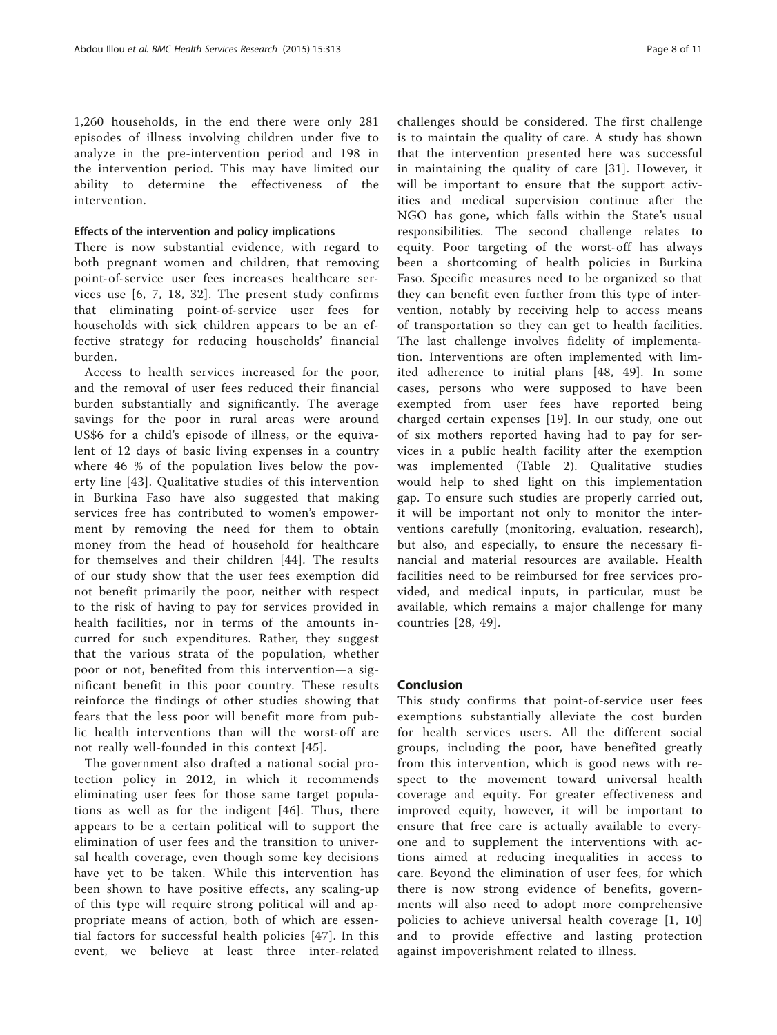1,260 households, in the end there were only 281 episodes of illness involving children under five to analyze in the pre-intervention period and 198 in the intervention period. This may have limited our ability to determine the effectiveness of the intervention.

#### Effects of the intervention and policy implications

There is now substantial evidence, with regard to both pregnant women and children, that removing point-of-service user fees increases healthcare services use [6, 7, 18, 32]. The present study confirms that eliminating point-of-service user fees for households with sick children appears to be an effective strategy for reducing households' financial burden.

Access to health services increased for the poor, and the removal of user fees reduced their financial burden substantially and significantly. The average savings for the poor in rural areas were around US$6 for a child's episode of illness, or the equivalent of 12 days of basic living expenses in a country where 46 % of the population lives below the poverty line [43]. Qualitative studies of this intervention in Burkina Faso have also suggested that making services free has contributed to women's empowerment by removing the need for them to obtain money from the head of household for healthcare for themselves and their children [44]. The results of our study show that the user fees exemption did not benefit primarily the poor, neither with respect to the risk of having to pay for services provided in health facilities, nor in terms of the amounts incurred for such expenditures. Rather, they suggest that the various strata of the population, whether poor or not, benefited from this intervention—a significant benefit in this poor country. These results reinforce the findings of other studies showing that fears that the less poor will benefit more from public health interventions than will the worst-off are not really well-founded in this context [45].

The government also drafted a national social protection policy in 2012, in which it recommends eliminating user fees for those same target populations as well as for the indigent [46]. Thus, there appears to be a certain political will to support the elimination of user fees and the transition to universal health coverage, even though some key decisions have yet to be taken. While this intervention has been shown to have positive effects, any scaling-up of this type will require strong political will and appropriate means of action, both of which are essential factors for successful health policies [47]. In this event, we believe at least three inter-related challenges should be considered. The first challenge is to maintain the quality of care. A study has shown that the intervention presented here was successful in maintaining the quality of care [31]. However, it will be important to ensure that the support activities and medical supervision continue after the NGO has gone, which falls within the State's usual responsibilities. The second challenge relates to equity. Poor targeting of the worst-off has always been a shortcoming of health policies in Burkina Faso. Specific measures need to be organized so that they can benefit even further from this type of intervention, notably by receiving help to access means of transportation so they can get to health facilities. The last challenge involves fidelity of implementation. Interventions are often implemented with limited adherence to initial plans [48, 49]. In some cases, persons who were supposed to have been exempted from user fees have reported being charged certain expenses [19]. In our study, one out of six mothers reported having had to pay for services in a public health facility after the exemption was implemented (Table 2). Qualitative studies would help to shed light on this implementation gap. To ensure such studies are properly carried out, it will be important not only to monitor the interventions carefully (monitoring, evaluation, research), but also, and especially, to ensure the necessary financial and material resources are available. Health facilities need to be reimbursed for free services provided, and medical inputs, in particular, must be available, which remains a major challenge for many countries [28, 49].

## Conclusion

This study confirms that point-of-service user fees exemptions substantially alleviate the cost burden for health services users. All the different social groups, including the poor, have benefited greatly from this intervention, which is good news with respect to the movement toward universal health coverage and equity. For greater effectiveness and improved equity, however, it will be important to ensure that free care is actually available to everyone and to supplement the interventions with actions aimed at reducing inequalities in access to care. Beyond the elimination of user fees, for which there is now strong evidence of benefits, governments will also need to adopt more comprehensive policies to achieve universal health coverage [1, 10] and to provide effective and lasting protection against impoverishment related to illness.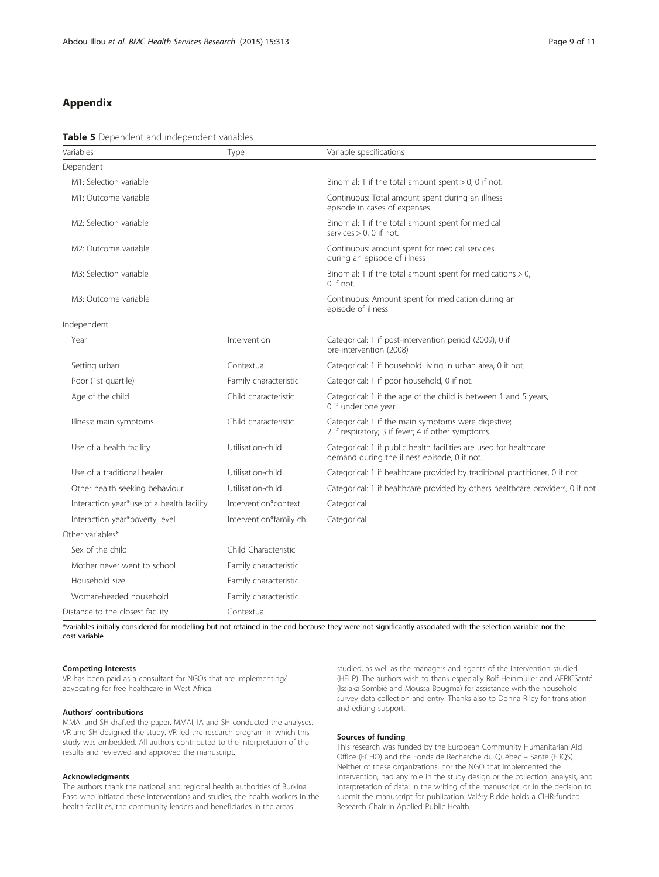## Appendix

**Table 5** Dependent and independent variables

| Variables | Type | Variable specifications |
|---|---|---|
| Dependent | | |
| M1: Selection variable | | Binomial: 1 if the total amount spent > 0, 0 if not. |
| M1: Outcome variable | | Continuous: Total amount spent during an illness episode in cases of expenses |
| M2: Selection variable | | Binomial: 1 if the total amount spent for medical services > 0, 0 if not. |
| M2: Outcome variable | | Continuous: amount spent for medical services during an episode of illness |
| M3: Selection variable | | Binomial: 1 if the total amount spent for medications > 0, 0 if not. |
| M3: Outcome variable | | Continuous: Amount spent for medication during an episode of illness |
| Independent | | |
| Year | Intervention | Categorical: 1 if post-intervention period (2009), 0 if pre-intervention (2008) |
| Setting urban | Contextual | Categorical: 1 if household living in urban area, 0 if not. |
| Poor (1st quartile) | Family characteristic | Categorical: 1 if poor household, 0 if not. |
| Age of the child | Child characteristic | Categorical: 1 if the age of the child is between 1 and 5 years, 0 if under one year |
| Illness: main symptoms | Child characteristic | Categorical: 1 if the main symptoms were digestive; 2 if respiratory; 3 if fever; 4 if other symptoms. |
| Use of a health facility | Utilisation-child | Categorical: 1 if public health facilities are used for healthcare demand during the illness episode, 0 if not. |
| Use of a traditional healer | Utilisation-child | Categorical: 1 if healthcare provided by traditional practitioner, 0 if not |
| Other health seeking behaviour | Utilisation-child | Categorical: 1 if healthcare provided by others healthcare providers, 0 if not |
| Interaction year*use of a health facility | Intervention*context | Categorical |
| Interaction year*poverty level | Intervention*family ch. | Categorical |
| Other variables* | | |
| Sex of the child | Child Characteristic | |
| Mother never went to school | Family characteristic | |
| Household size | Family characteristic | |
| Woman-headed household | Family characteristic | |
| Distance to the closest facility | Contextual | |

*variables initially considered for modelling but not retained in the end because they were not significantly associated with the selection variable nor the cost variable

#### Competing interests
VR has been paid as a consultant for NGOs that are implementing/advocating for free healthcare in West Africa.

#### Authors' contributions
MMAI and SH drafted the paper. MMAI, IA and SH conducted the analyses. VR and SH designed the study. VR led the research program in which this study was embedded. All authors contributed to the interpretation of the results and reviewed and approved the manuscript.

#### Acknowledgments
The authors thank the national and regional health authorities of Burkina Faso who initiated these interventions and studies, the health workers in the health facilities, the community leaders and beneficiaries in the areas studied, as well as the managers and agents of the intervention studied (HELP). The authors wish to thank especially Rolf Heinmüller and AFRICSanté (Issiaka Sombié and Moussa Bougma) for assistance with the household survey data collection and entry. Thanks also to Donna Riley for translation and editing support.

#### Sources of funding
This research was funded by the European Community Humanitarian Aid Office (ECHO) and the Fonds de Recherche du Québec – Santé (FRQS). Neither of these organizations, nor the NGO that implemented the intervention, had any role in the study design or the collection, analysis, and interpretation of data; in the writing of the manuscript; or in the decision to submit the manuscript for publication. Valéry Ridde holds a CIHR-funded Research Chair in Applied Public Health.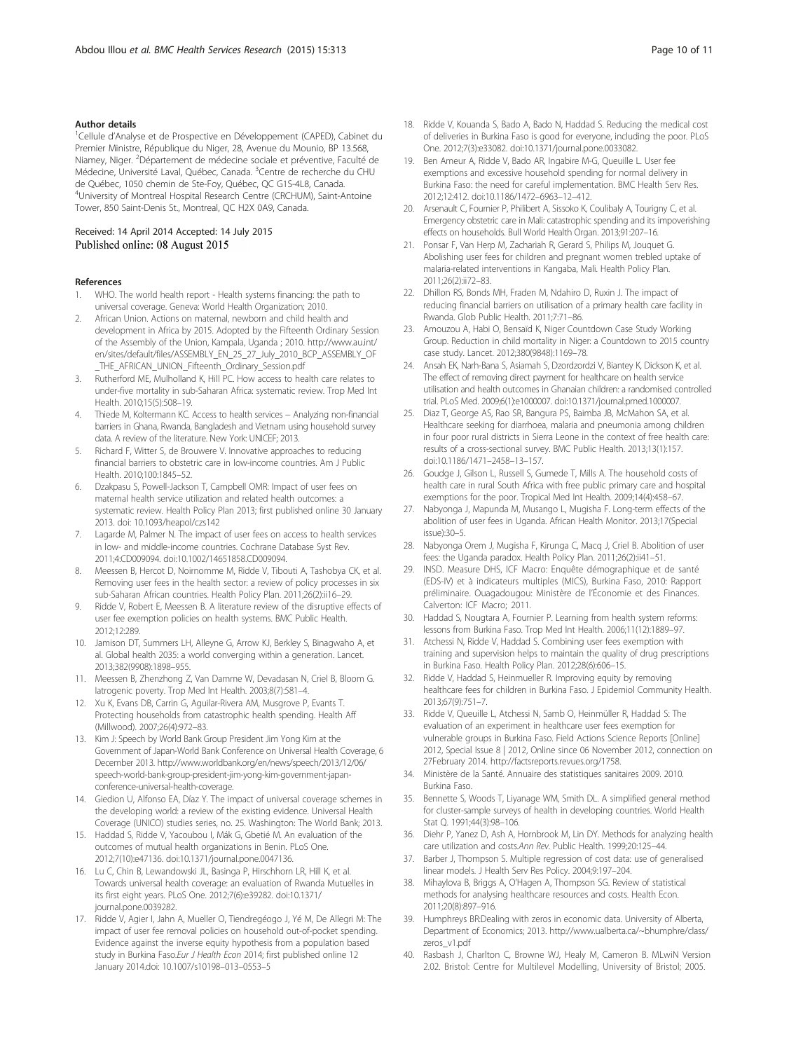#### Author details

[1]Cellule d'Analyse et de Prospective en Développement (CAPED), Cabinet du Premier Ministre, République du Niger, 28, Avenue du Mounio, BP 13.568, Niamey, Niger. [2]Département de médecine sociale et préventive, Faculté de Médecine, Université Laval, Québec, Canada. [3]Centre de recherche du CHU de Québec, 1050 chemin de Ste-Foy, Québec, QC G1S-4L8, Canada. [4]University of Montreal Hospital Research Centre (CRCHUM), Saint-Antoine Tower, 850 Saint-Denis St., Montreal, QC H2X 0A9, Canada.

Received: 14 April 2014 Accepted: 14 July 2015
Published online: 08 August 2015

#### References

1. WHO. The world health report - Health systems financing: the path to universal coverage. Geneva: World Health Organization; 2010.
2. African Union. Actions on maternal, newborn and child health and development in Africa by 2015. Adopted by the Fifteenth Ordinary Session of the Assembly of the Union, Kampala, Uganda ; 2010. http://www.au.int/en/sites/default/files/ASSEMBLY_EN_25_27_July_2010_BCP_ASSEMBLY_OF_THE_AFRICAN_UNION_Fifteenth_Ordinary_Session.pdf
3. Rutherford ME, Mulholland K, Hill PC. How access to health care relates to under-five mortality in sub-Saharan Africa: systematic review. Trop Med Int Health. 2010;15(5):508–19.
4. Thiede M, Koltermann KC. Access to health services – Analyzing non-financial barriers in Ghana, Rwanda, Bangladesh and Vietnam using household survey data. A review of the literature. New York: UNICEF; 2013.
5. Richard F, Witter S, de Brouwere V. Innovative approaches to reducing financial barriers to obstetric care in low-income countries. Am J Public Health. 2010;100:1845–52.
6. Dzakpasu S, Powell-Jackson T, Campbell OMR: Impact of user fees on maternal health service utilization and related health outcomes: a systematic review. Health Policy Plan 2013; first published online 30 January 2013. doi: 10.1093/heapol/czs142
7. Lagarde M, Palmer N. The impact of user fees on access to health services in low- and middle-income countries. Cochrane Database Syst Rev. 2011;4:CD009094. doi:10.1002/14651858.CD009094.
8. Meessen B, Hercot D, Noirnomme M, Ridde V, Tibouti A, Tashobya CK, et al. Removing user fees in the health sector: a review of policy processes in six sub-Saharan African countries. Health Policy Plan. 2011;26(2):ii16–29.
9. Ridde V, Robert E, Meessen B. A literature review of the disruptive effects of user fee exemption policies on health systems. BMC Public Health. 2012;12:289.
10. Jamison DT, Summers LH, Alleyne G, Arrow KJ, Berkley S, Binagwaho A, et al. Global health 2035: a world converging within a generation. Lancet. 2013;382(9908):1898–955.
11. Meessen B, Zhenzhong Z, Van Damme W, Devadasan N, Criel B, Bloom G. Iatrogenic poverty. Trop Med Int Health. 2003;8(7):581–4.
12. Xu K, Evans DB, Carrin G, Aguilar-Rivera AM, Musgrove P, Evants T. Protecting households from catastrophic health spending. Health Aff (Millwood). 2007;26(4):972–83.
13. Kim J: Speech by World Bank Group President Jim Yong Kim at the Government of Japan-World Bank Conference on Universal Health Coverage, 6 December 2013. http://www.worldbank.org/en/news/speech/2013/12/06/speech-world-bank-group-president-jim-yong-kim-government-japan-conference-universal-health-coverage.
14. Giedion U, Alfonso EA, Díaz Y. The impact of universal coverage schemes in the developing world: a review of the existing evidence. Universal Health Coverage (UNICO) studies series, no. 25. Washington: The World Bank; 2013.
15. Haddad S, Ridde V, Yacoubou I, Mák G, Gbetié M. An evaluation of the outcomes of mutual health organizations in Benin. PLoS One. 2012;7(10):e47136. doi:10.1371/journal.pone.0047136.
16. Lu C, Chin B, Lewandowski JL, Basinga P, Hirschhorn LR, Hill K, et al. Towards universal health coverage: an evaluation of Rwanda Mutuelles in its first eight years. PLoS One. 2012;7(6):e39282. doi:10.1371/journal.pone.0039282.
17. Ridde V, Agier I, Jahn A, Mueller O, Tiendregéogo J, Yé M, De Allegri M: The impact of user fee removal policies on household out-of-pocket spending. Evidence against the inverse equity hypothesis from a population based study in Burkina Faso.*Eur J Health Econ* 2014; first published online 12 January 2014.doi: 10.1007/s10198–013–0553–5
18. Ridde V, Kouanda S, Bado A, Bado N, Haddad S. Reducing the medical cost of deliveries in Burkina Faso is good for everyone, including the poor. PLoS One. 2012;7(3):e33082. doi:10.1371/journal.pone.0033082.
19. Ben Ameur A, Ridde V, Bado AR, Ingabire M-G, Queuille L. User fee exemptions and excessive household spending for normal delivery in Burkina Faso: the need for careful implementation. BMC Health Serv Res. 2012;12:412. doi:10.1186/1472–6963–12–412.
20. Arsenault C, Fournier P, Philibert A, Sissoko K, Coulibaly A, Tourigny C, et al. Emergency obstetric care in Mali: catastrophic spending and its impoverishing effects on households. Bull World Health Organ. 2013;91:207–16.
21. Ponsar F, Van Herp M, Zachariah R, Gerard S, Philips M, Jouquet G. Abolishing user fees for children and pregnant women trebled uptake of malaria-related interventions in Kangaba, Mali. Health Policy Plan. 2011;26(2):ii72–83.
22. Dhillon RS, Bonds MH, Fraden M, Ndahiro D, Ruxin J. The impact of reducing financial barriers on utilisation of a primary health care facility in Rwanda. Glob Public Health. 2011;7:71–86.
23. Amouzou A, Habi O, Bensaïd K, Niger Countdown Case Study Working Group. Reduction in child mortality in Niger: a Countdown to 2015 country case study. Lancet. 2012;380(9848):1169–78.
24. Ansah EK, Narh-Bana S, Asiamah S, Dzordzordzi V, Biantey K, Dickson K, et al. The effect of removing direct payment for healthcare on health service utilisation and health outcomes in Ghanaian children: a randomised controlled trial. PLoS Med. 2009;6(1):e1000007. doi:10.1371/journal.pmed.1000007.
25. Diaz T, George AS, Rao SR, Bangura PS, Baimba JB, McMahon SA, et al. Healthcare seeking for diarrhoea, malaria and pneumonia among children in four poor rural districts in Sierra Leone in the context of free health care: results of a cross-sectional survey. BMC Public Health. 2013;13(1):157. doi:10.1186/1471–2458–13–157.
26. Goudge J, Gilson L, Russell S, Gumede T, Mills A. The household costs of health care in rural South Africa with free public primary care and hospital exemptions for the poor. Tropical Med Int Health. 2009;14(4):458–67.
27. Nabyonga J, Mapunda M, Musango L, Mugisha F. Long-term effects of the abolition of user fees in Uganda. African Health Monitor. 2013;17(Special issue):30–5.
28. Nabyonga Orem J, Mugisha F, Kirunga C, Macq J, Criel B. Abolition of user fees: the Uganda paradox. Health Policy Plan. 2011;26(2):ii41–51.
29. INSD. Measure DHS, ICF Macro: Enquête démographique et de santé (EDS-IV) et à indicateurs multiples (MICS), Burkina Faso, 2010: Rapport préliminaire. Ouagadougou: Ministère de l'Économie et des Finances. Calverton: ICF Macro; 2011.
30. Haddad S, Nougtara A, Fournier P. Learning from health system reforms: lessons from Burkina Faso. Trop Med Int Health. 2006;11(12):1889–97.
31. Atchessi N, Ridde V, Haddad S. Combining user fees exemption with training and supervision helps to maintain the quality of drug prescriptions in Burkina Faso. Health Policy Plan. 2012;28(6):606–15.
32. Ridde V, Haddad S, Heinmueller R. Improving equity by removing healthcare fees for children in Burkina Faso. J Epidemiol Community Health. 2013;67(9):751–7.
33. Ridde V, Queuille L, Atchessi N, Samb O, Heinmüller R, Haddad S: The evaluation of an experiment in healthcare user fees exemption for vulnerable groups in Burkina Faso. Field Actions Science Reports [Online] 2012, Special Issue 8 | 2012, Online since 06 November 2012, connection on 27February 2014. http://factsreports.revues.org/1758.
34. Ministère de la Santé. Annuaire des statistiques sanitaires 2009. 2010. Burkina Faso.
35. Bennette S, Woods T, Liyanage WM, Smith DL. A simplified general method for cluster-sample surveys of health in developing countries. World Health Stat Q. 1991;44(3):98–106.
36. Diehr P, Yanez D, Ash A, Hornbrook M, Lin DY. Methods for analyzing health care utilization and costs.*Ann Rev*. Public Health. 1999;20:125–44.
37. Barber J, Thompson S. Multiple regression of cost data: use of generalised linear models. J Health Serv Res Policy. 2004;9:197–204.
38. Mihaylova B, Briggs A, O'Hagen A, Thompson SG. Review of statistical methods for analysing healthcare resources and costs. Health Econ. 2011;20(8):897–916.
39. Humphreys BR:Dealing with zeros in economic data. University of Alberta, Department of Economics; 2013. http://www.ualberta.ca/~bhumphre/class/zeros_v1.pdf
40. Rasbash J, Charlton C, Browne WJ, Healy M, Cameron B. MLwiN Version 2.02. Bristol: Centre for Multilevel Modelling, University of Bristol; 2005.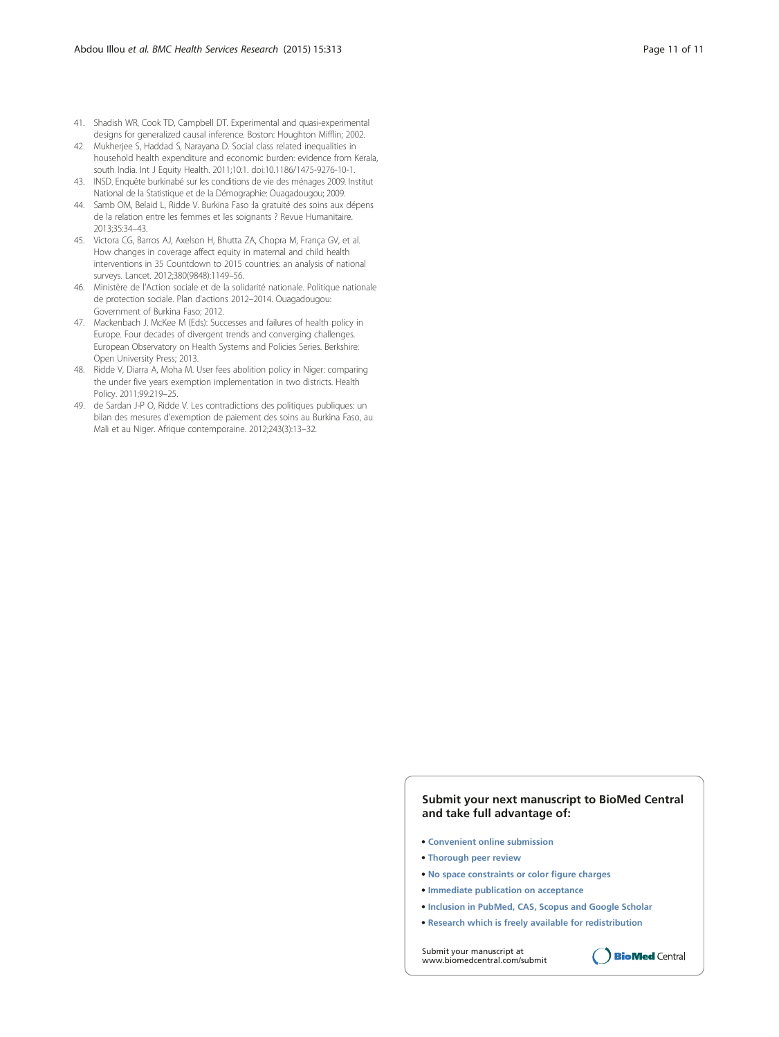41. Shadish WR, Cook TD, Campbell DT. Experimental and quasi-experimental designs for generalized causal inference. Boston: Houghton Mifflin; 2002.
42. Mukherjee S, Haddad S, Narayana D. Social class related inequalities in household health expenditure and economic burden: evidence from Kerala, south India. Int J Equity Health. 2011;10:1. doi:10.1186/1475-9276-10-1.
43. INSD. Enquête burkinabé sur les conditions de vie des ménages 2009. Institut National de la Statistique et de la Démographie: Ouagadougou; 2009.
44. Samb OM, Belaid L, Ridde V. Burkina Faso :la gratuité des soins aux dépens de la relation entre les femmes et les soignants ? Revue Humanitaire. 2013;35:34–43.
45. Victora CG, Barros AJ, Axelson H, Bhutta ZA, Chopra M, França GV, et al. How changes in coverage affect equity in maternal and child health interventions in 35 Countdown to 2015 countries: an analysis of national surveys. Lancet. 2012;380(9848):1149–56.
46. Ministère de l'Action sociale et de la solidarité nationale. Politique nationale de protection sociale. Plan d'actions 2012–2014. Ouagadougou: Government of Burkina Faso; 2012.
47. Mackenbach J. McKee M (Eds): Successes and failures of health policy in Europe. Four decades of divergent trends and converging challenges. European Observatory on Health Systems and Policies Series. Berkshire: Open University Press; 2013.
48. Ridde V, Diarra A, Moha M. User fees abolition policy in Niger: comparing the under five years exemption implementation in two districts. Health Policy. 2011;99:219–25.
49. de Sardan J-P O, Ridde V. Les contradictions des politiques publiques: un bilan des mesures d'exemption de paiement des soins au Burkina Faso, au Mali et au Niger. Afrique contemporaine. 2012;243(3):13–32.

**Submit your next manuscript to BioMed Central and take full advantage of:**

- **Convenient online submission**
- **Thorough peer review**
- **No space constraints or color figure charges**
- **Immediate publication on acceptance**
- **Inclusion in PubMed, CAS, Scopus and Google Scholar**
- **Research which is freely available for redistribution**

Submit your manuscript at
www.biomedcentral.com/submit

BioMed Central